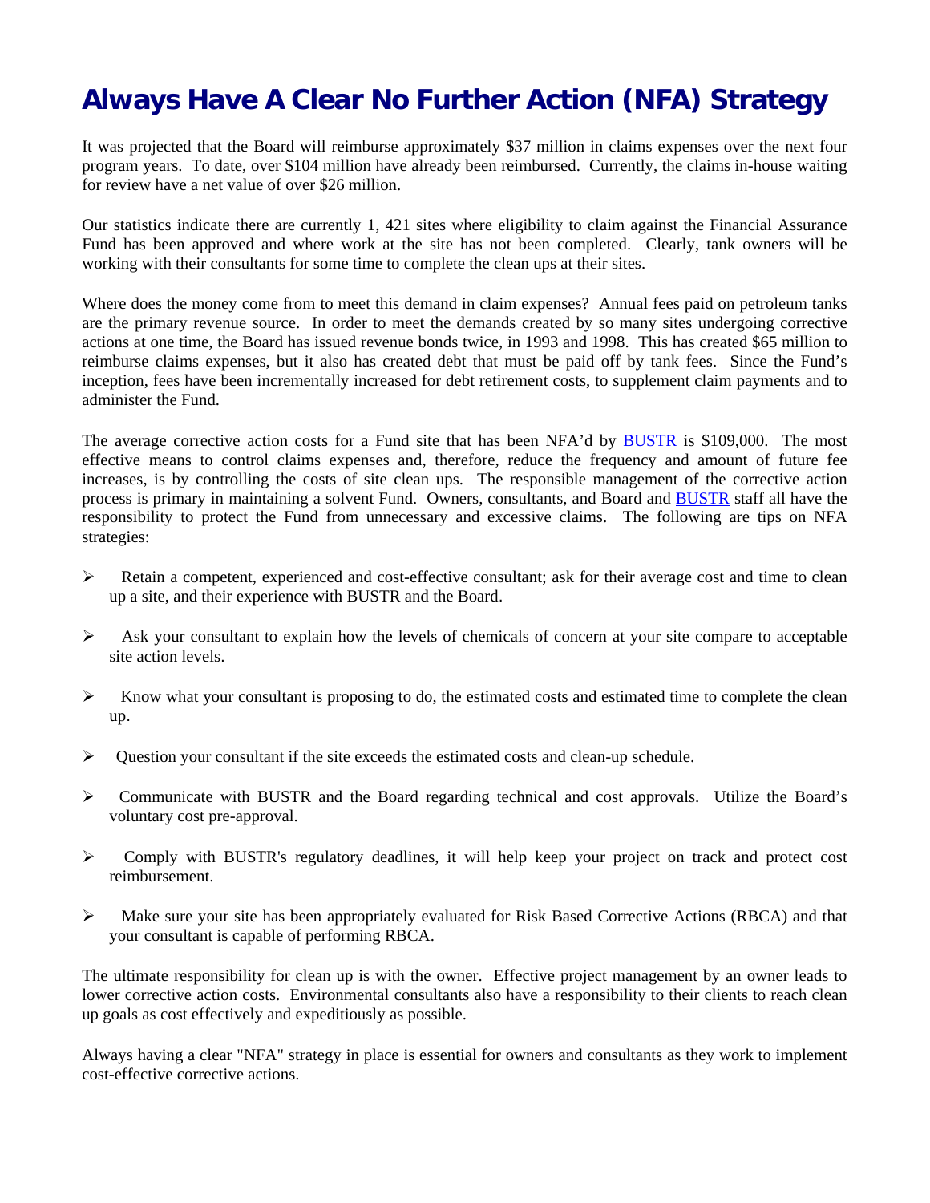# Always Have A Clear No Further Action (NFA) Strategy

It was projected that the Board will reimburse approximately $37 million in claims expenses over the next four program years. To date, over $104 million have already been reimbursed. Currently, the claims in-house waiting for review have a net value of over $26 million.

Our statistics indicate there are currently 1, 421 sites where eligibility to claim against the Financial Assurance Fund has been approved and where work at the site has not been completed. Clearly, tank owners will be working with their consultants for some time to complete the clean ups at their sites.

Where does the money come from to meet this demand in claim expenses? Annual fees paid on petroleum tanks are the primary revenue source. In order to meet the demands created by so many sites undergoing corrective actions at one time, the Board has issued revenue bonds twice, in 1993 and 1998. This has created $65 million to reimburse claims expenses, but it also has created debt that must be paid off by tank fees. Since the Fund's inception, fees have been incrementally increased for debt retirement costs, to supplement claim payments and to administer the Fund.

The average corrective action costs for a Fund site that has been NFA'd by BUSTR is $109,000. The most effective means to control claims expenses and, therefore, reduce the frequency and amount of future fee increases, is by controlling the costs of site clean ups. The responsible management of the corrective action process is primary in maintaining a solvent Fund. Owners, consultants, and Board and BUSTR staff all have the responsibility to protect the Fund from unnecessary and excessive claims. The following are tips on NFA strategies:

- Retain a competent, experienced and cost-effective consultant; ask for their average cost and time to clean up a site, and their experience with BUSTR and the Board.
- Ask your consultant to explain how the levels of chemicals of concern at your site compare to acceptable site action levels.
- Know what your consultant is proposing to do, the estimated costs and estimated time to complete the clean up.
- Question your consultant if the site exceeds the estimated costs and clean-up schedule.
- Communicate with BUSTR and the Board regarding technical and cost approvals. Utilize the Board's voluntary cost pre-approval.
- Comply with BUSTR's regulatory deadlines, it will help keep your project on track and protect cost reimbursement.
- Make sure your site has been appropriately evaluated for Risk Based Corrective Actions (RBCA) and that your consultant is capable of performing RBCA.

The ultimate responsibility for clean up is with the owner. Effective project management by an owner leads to lower corrective action costs. Environmental consultants also have a responsibility to their clients to reach clean up goals as cost effectively and expeditiously as possible.

Always having a clear "NFA" strategy in place is essential for owners and consultants as they work to implement cost-effective corrective actions.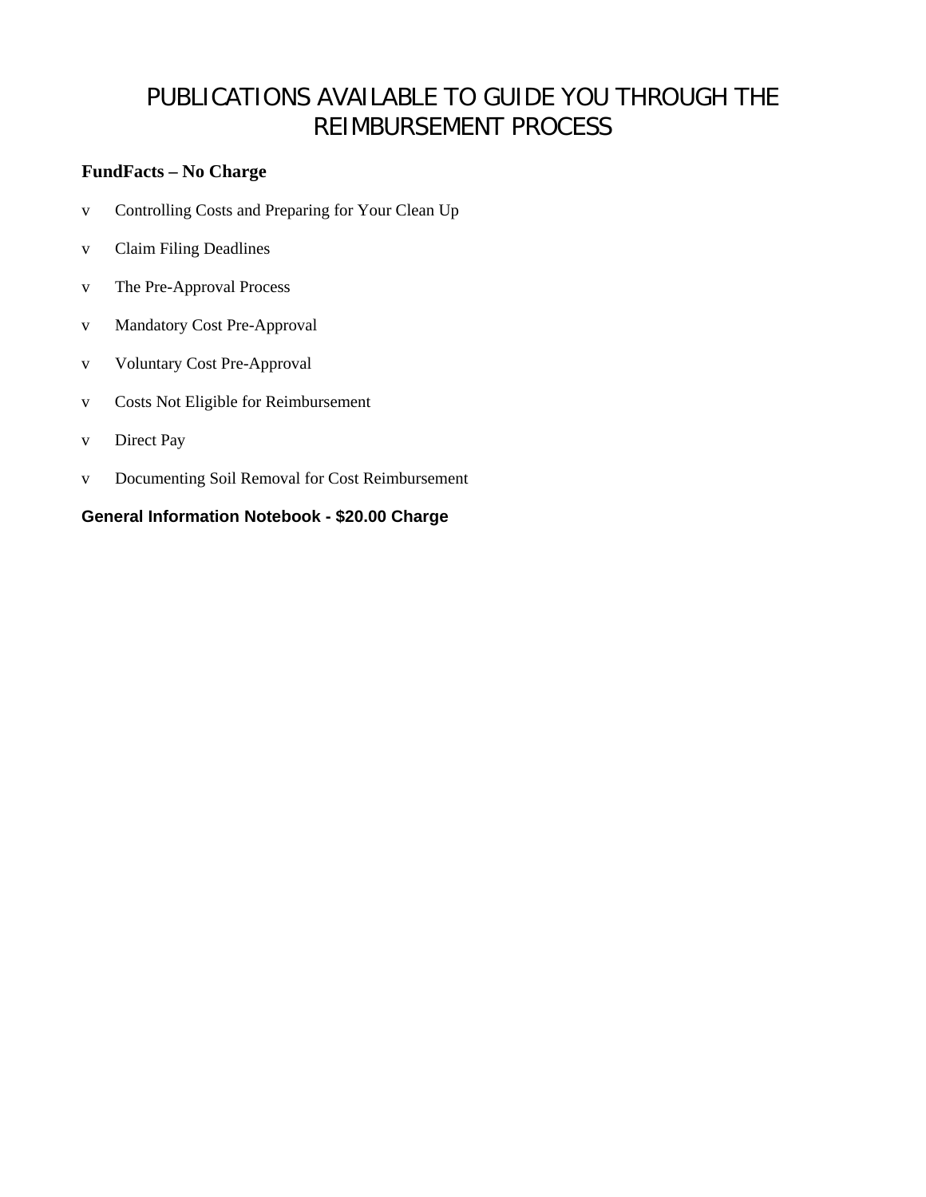# PUBLICATIONS AVAILABLE TO GUIDE YOU THROUGH THE REIMBURSEMENT PROCESS

**FundFacts – No Charge**

- Controlling Costs and Preparing for Your Clean Up
- Claim Filing Deadlines
- The Pre-Approval Process
- Mandatory Cost Pre-Approval
- Voluntary Cost Pre-Approval
- Costs Not Eligible for Reimbursement
- Direct Pay
- Documenting Soil Removal for Cost Reimbursement

**General Information Notebook - $20.00 Charge**